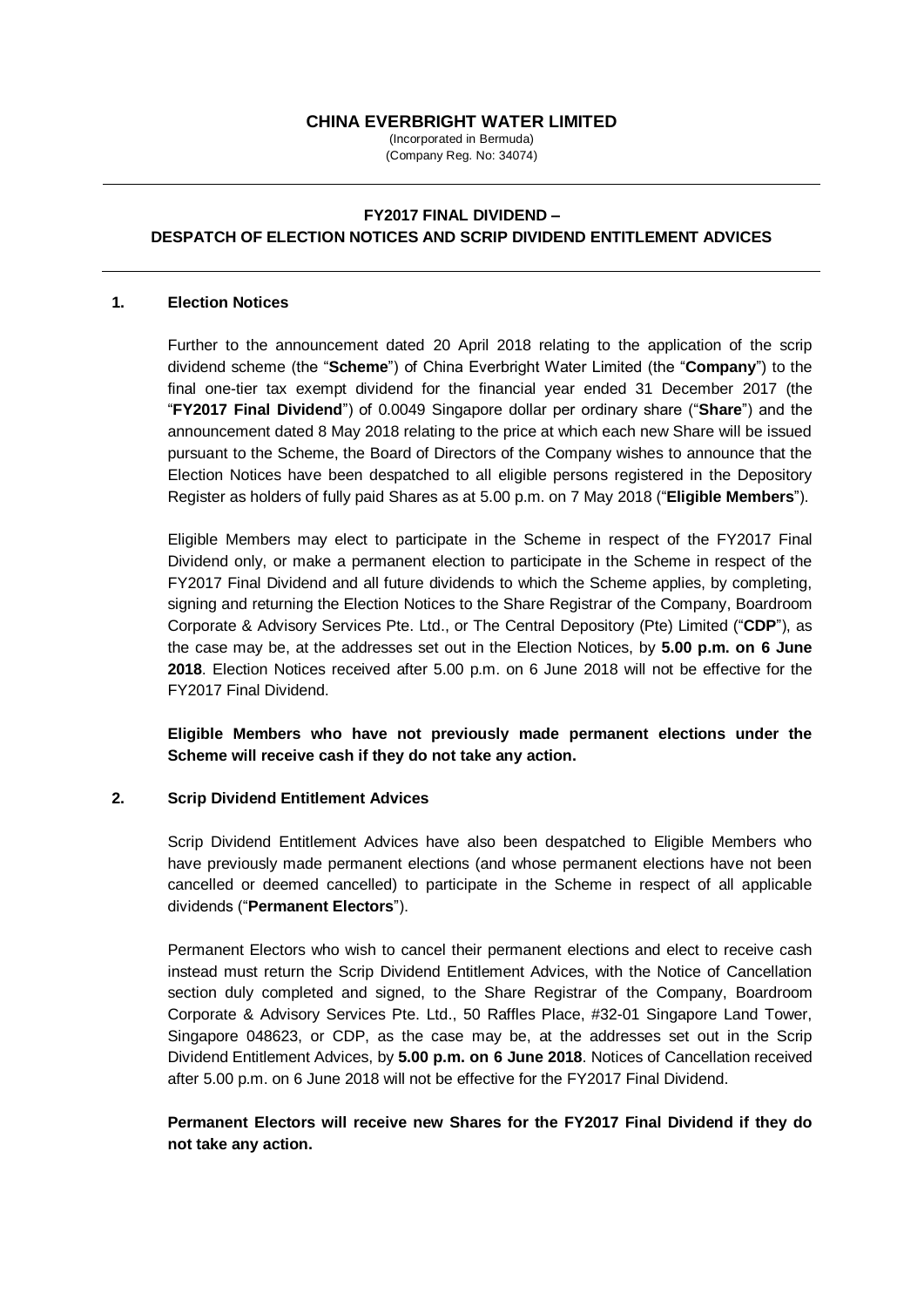# CHINA EVERBRIGHT WATER LIMITED

(Incorporated in Bermuda)
(Company Reg. No: 34074)

---

## FY2017 FINAL DIVIDEND – DESPATCH OF ELECTION NOTICES AND SCRIP DIVIDEND ENTITLEMENT ADVICES

---

### 1. Election Notices

Further to the announcement dated 20 April 2018 relating to the application of the scrip dividend scheme (the "**Scheme**") of China Everbright Water Limited (the "**Company**") to the final one-tier tax exempt dividend for the financial year ended 31 December 2017 (the "**FY2017 Final Dividend**") of 0.0049 Singapore dollar per ordinary share ("**Share**") and the announcement dated 8 May 2018 relating to the price at which each new Share will be issued pursuant to the Scheme, the Board of Directors of the Company wishes to announce that the Election Notices have been despatched to all eligible persons registered in the Depository Register as holders of fully paid Shares as at 5.00 p.m. on 7 May 2018 ("**Eligible Members**").

Eligible Members may elect to participate in the Scheme in respect of the FY2017 Final Dividend only, or make a permanent election to participate in the Scheme in respect of the FY2017 Final Dividend and all future dividends to which the Scheme applies, by completing, signing and returning the Election Notices to the Share Registrar of the Company, Boardroom Corporate & Advisory Services Pte. Ltd., or The Central Depository (Pte) Limited ("**CDP**"), as the case may be, at the addresses set out in the Election Notices, by **5.00 p.m. on 6 June 2018**. Election Notices received after 5.00 p.m. on 6 June 2018 will not be effective for the FY2017 Final Dividend.

**Eligible Members who have not previously made permanent elections under the Scheme will receive cash if they do not take any action.**

### 2. Scrip Dividend Entitlement Advices

Scrip Dividend Entitlement Advices have also been despatched to Eligible Members who have previously made permanent elections (and whose permanent elections have not been cancelled or deemed cancelled) to participate in the Scheme in respect of all applicable dividends ("**Permanent Electors**").

Permanent Electors who wish to cancel their permanent elections and elect to receive cash instead must return the Scrip Dividend Entitlement Advices, with the Notice of Cancellation section duly completed and signed, to the Share Registrar of the Company, Boardroom Corporate & Advisory Services Pte. Ltd., 50 Raffles Place, #32-01 Singapore Land Tower, Singapore 048623, or CDP, as the case may be, at the addresses set out in the Scrip Dividend Entitlement Advices, by **5.00 p.m. on 6 June 2018**. Notices of Cancellation received after 5.00 p.m. on 6 June 2018 will not be effective for the FY2017 Final Dividend.

**Permanent Electors will receive new Shares for the FY2017 Final Dividend if they do not take any action.**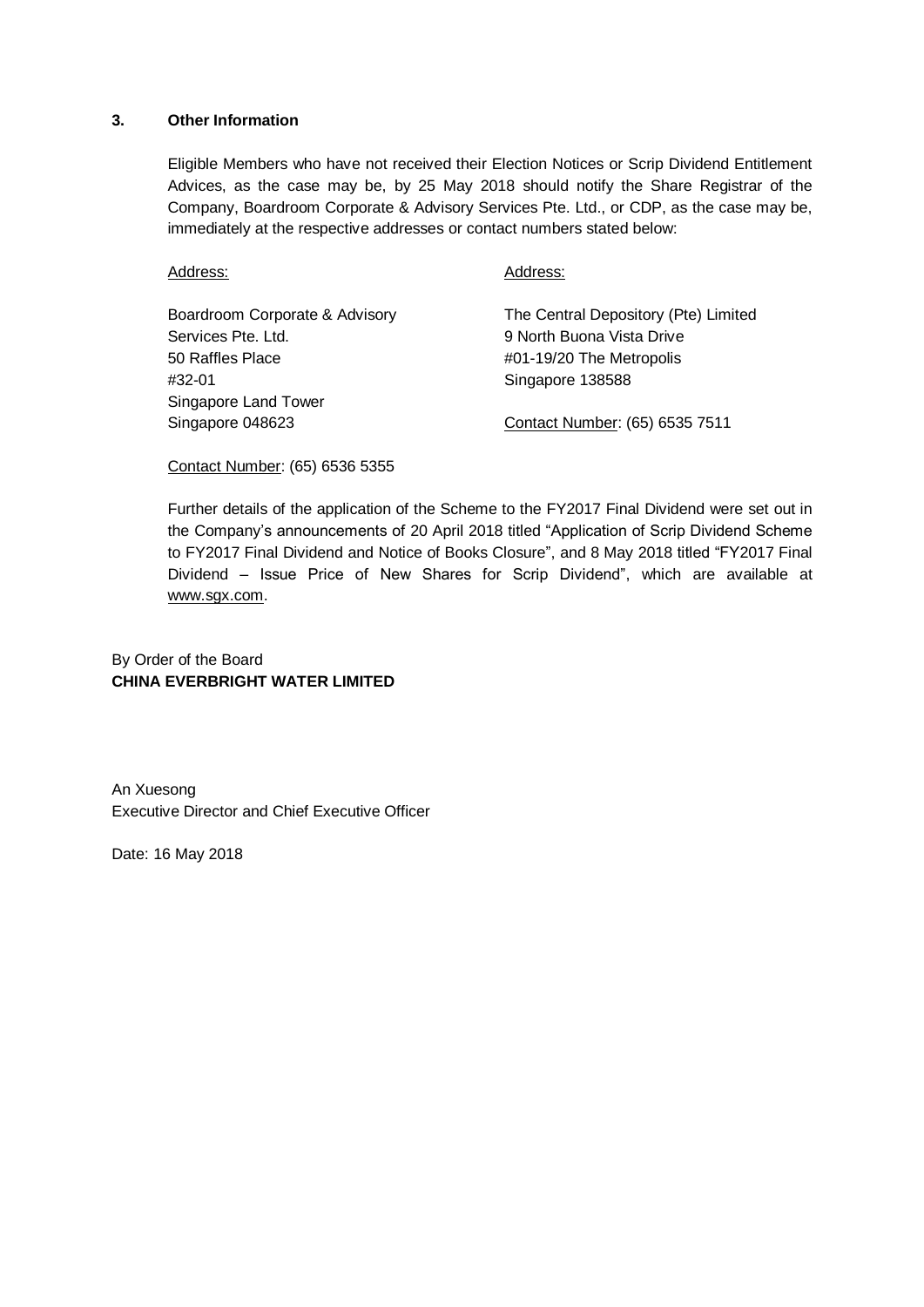### 3. Other Information

Eligible Members who have not received their Election Notices or Scrip Dividend Entitlement Advices, as the case may be, by 25 May 2018 should notify the Share Registrar of the Company, Boardroom Corporate & Advisory Services Pte. Ltd., or CDP, as the case may be, immediately at the respective addresses or contact numbers stated below:

Address:

Boardroom Corporate & Advisory Services Pte. Ltd.
50 Raffles Place
#32-01
Singapore Land Tower
Singapore 048623

Contact Number: (65) 6536 5355

Address:

The Central Depository (Pte) Limited
9 North Buona Vista Drive
#01-19/20 The Metropolis
Singapore 138588

Contact Number: (65) 6535 7511

Further details of the application of the Scheme to the FY2017 Final Dividend were set out in the Company's announcements of 20 April 2018 titled "Application of Scrip Dividend Scheme to FY2017 Final Dividend and Notice of Books Closure", and 8 May 2018 titled "FY2017 Final Dividend – Issue Price of New Shares for Scrip Dividend", which are available at www.sgx.com.

By Order of the Board
**CHINA EVERBRIGHT WATER LIMITED**

An Xuesong
Executive Director and Chief Executive Officer

Date: 16 May 2018